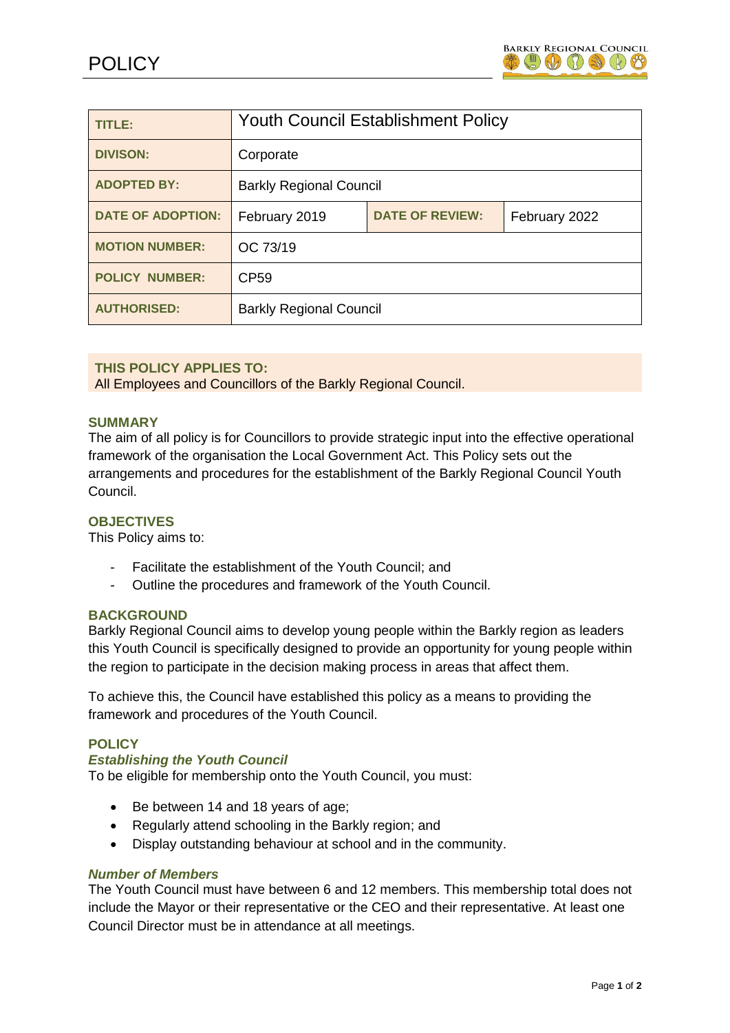# POLICY

| TITLE: | Youth Council Establishment Policy | | |
|---|---|---|---|
| DIVISON: | Corporate | | |
| ADOPTED BY: | Barkly Regional Council | | |
| DATE OF ADOPTION: | February 2019 | DATE OF REVIEW: | February 2022 |
| MOTION NUMBER: | OC 73/19 | | |
| POLICY NUMBER: | CP59 | | |
| AUTHORISED: | Barkly Regional Council | | |

**THIS POLICY APPLIES TO:**
All Employees and Councillors of the Barkly Regional Council.

## SUMMARY

The aim of all policy is for Councillors to provide strategic input into the effective operational framework of the organisation the Local Government Act. This Policy sets out the arrangements and procedures for the establishment of the Barkly Regional Council Youth Council.

## OBJECTIVES

This Policy aims to:

- Facilitate the establishment of the Youth Council; and
- Outline the procedures and framework of the Youth Council.

## BACKGROUND

Barkly Regional Council aims to develop young people within the Barkly region as leaders this Youth Council is specifically designed to provide an opportunity for young people within the region to participate in the decision making process in areas that affect them.

To achieve this, the Council have established this policy as a means to providing the framework and procedures of the Youth Council.

## POLICY

### *Establishing the Youth Council*

To be eligible for membership onto the Youth Council, you must:

- Be between 14 and 18 years of age;
- Regularly attend schooling in the Barkly region; and
- Display outstanding behaviour at school and in the community.

### *Number of Members*

The Youth Council must have between 6 and 12 members. This membership total does not include the Mayor or their representative or the CEO and their representative. At least one Council Director must be in attendance at all meetings.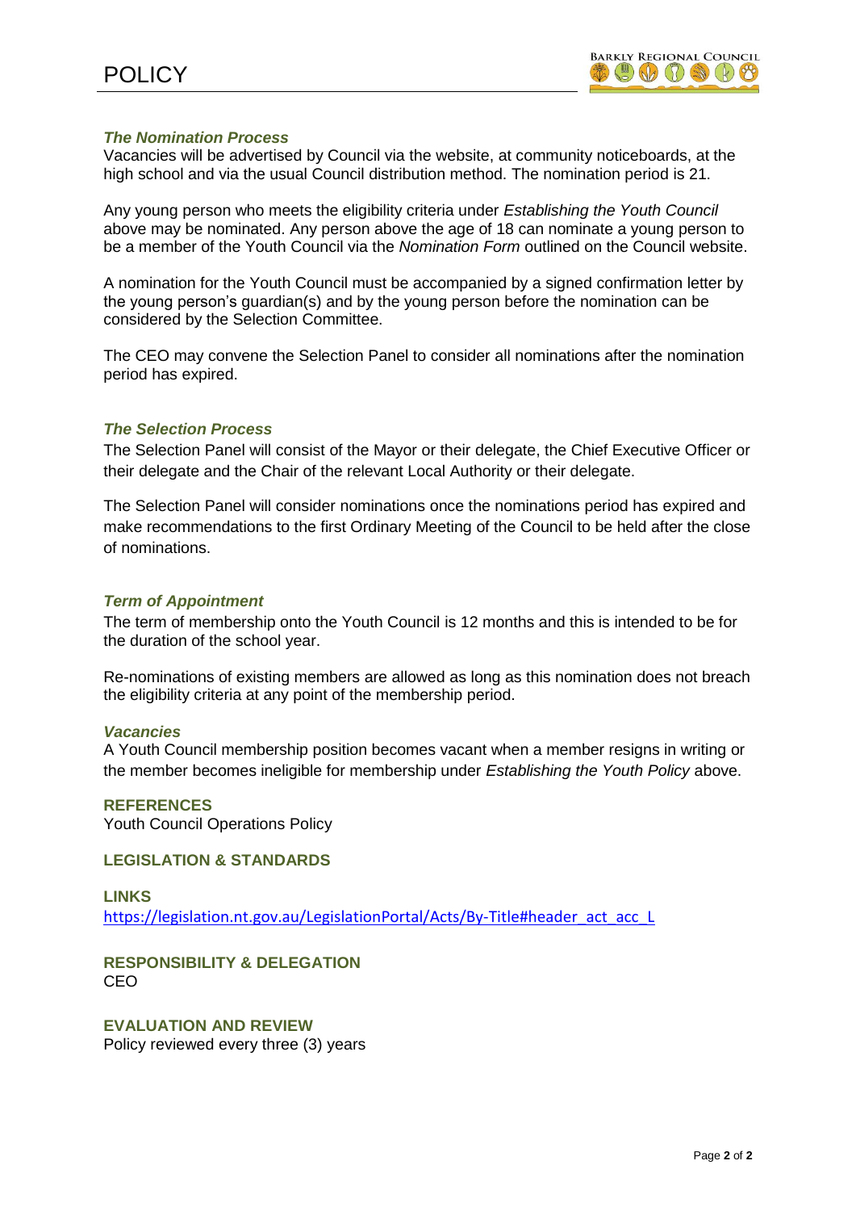### *The Nomination Process*

Vacancies will be advertised by Council via the website, at community noticeboards, at the high school and via the usual Council distribution method. The nomination period is 21.

Any young person who meets the eligibility criteria under *Establishing the Youth Council* above may be nominated. Any person above the age of 18 can nominate a young person to be a member of the Youth Council via the *Nomination Form* outlined on the Council website.

A nomination for the Youth Council must be accompanied by a signed confirmation letter by the young person's guardian(s) and by the young person before the nomination can be considered by the Selection Committee.

The CEO may convene the Selection Panel to consider all nominations after the nomination period has expired.

### *The Selection Process*

The Selection Panel will consist of the Mayor or their delegate, the Chief Executive Officer or their delegate and the Chair of the relevant Local Authority or their delegate.

The Selection Panel will consider nominations once the nominations period has expired and make recommendations to the first Ordinary Meeting of the Council to be held after the close of nominations.

### *Term of Appointment*

The term of membership onto the Youth Council is 12 months and this is intended to be for the duration of the school year.

Re-nominations of existing members are allowed as long as this nomination does not breach the eligibility criteria at any point of the membership period.

### *Vacancies*

A Youth Council membership position becomes vacant when a member resigns in writing or the member becomes ineligible for membership under *Establishing the Youth Policy* above.

## REFERENCES

Youth Council Operations Policy

## LEGISLATION & STANDARDS

## LINKS

https://legislation.nt.gov.au/LegislationPortal/Acts/By-Title#header_act_acc_L

## RESPONSIBILITY & DELEGATION

CEO

## EVALUATION AND REVIEW

Policy reviewed every three (3) years